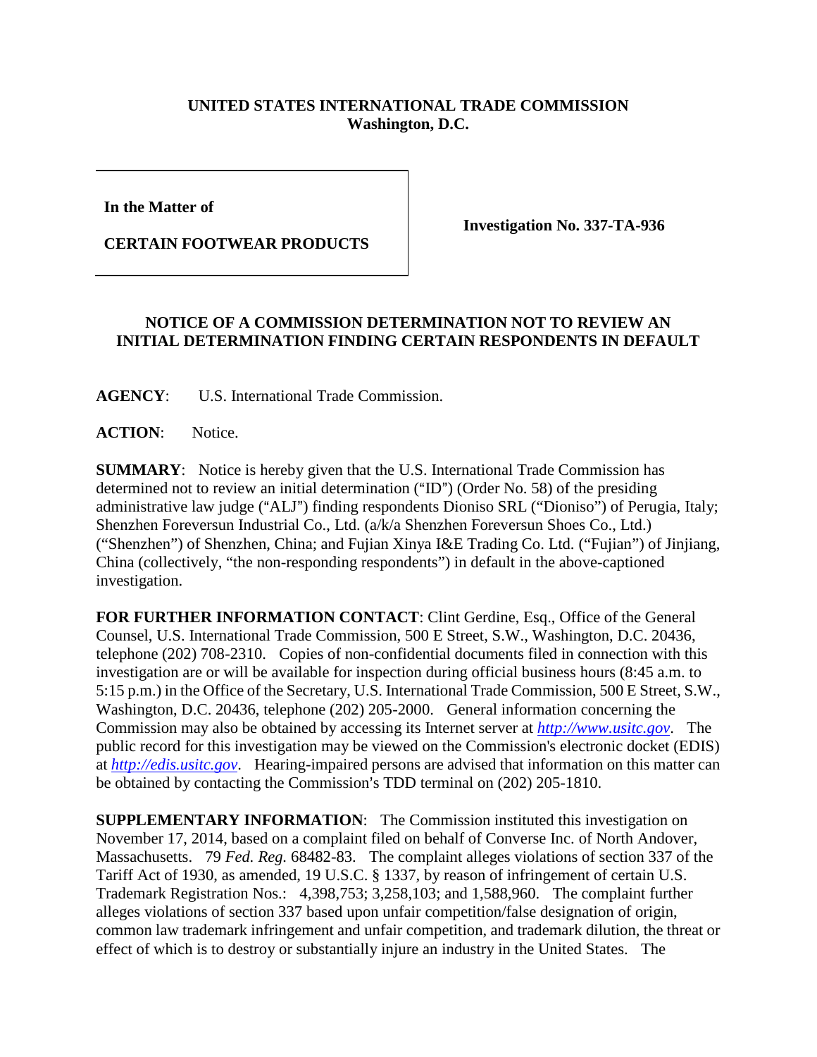**UNITED STATES INTERNATIONAL TRADE COMMISSION**
**Washington, D.C.**

| In the Matter of<br><br>**CERTAIN FOOTWEAR PRODUCTS** | **Investigation No. 337-TA-936** |
|---|---|

**In the Matter of**

**CERTAIN FOOTWEAR PRODUCTS**

**Investigation No. 337-TA-936**

## NOTICE OF A COMMISSION DETERMINATION NOT TO REVIEW AN INITIAL DETERMINATION FINDING CERTAIN RESPONDENTS IN DEFAULT

**AGENCY**: U.S. International Trade Commission.

**ACTION**: Notice.

**SUMMARY**: Notice is hereby given that the U.S. International Trade Commission has determined not to review an initial determination ("ID") (Order No. 58) of the presiding administrative law judge ("ALJ") finding respondents Dioniso SRL ("Dioniso") of Perugia, Italy; Shenzhen Foreversun Industrial Co., Ltd. (a/k/a Shenzhen Foreversun Shoes Co., Ltd.) ("Shenzhen") of Shenzhen, China; and Fujian Xinya I&E Trading Co. Ltd. ("Fujian") of Jinjiang, China (collectively, "the non-responding respondents") in default in the above-captioned investigation.

**FOR FURTHER INFORMATION CONTACT**: Clint Gerdine, Esq., Office of the General Counsel, U.S. International Trade Commission, 500 E Street, S.W., Washington, D.C. 20436, telephone (202) 708-2310. Copies of non-confidential documents filed in connection with this investigation are or will be available for inspection during official business hours (8:45 a.m. to 5:15 p.m.) in the Office of the Secretary, U.S. International Trade Commission, 500 E Street, S.W., Washington, D.C. 20436, telephone (202) 205-2000. General information concerning the Commission may also be obtained by accessing its Internet server at *http://www.usitc.gov*. The public record for this investigation may be viewed on the Commission's electronic docket (EDIS) at *http://edis.usitc.gov*. Hearing-impaired persons are advised that information on this matter can be obtained by contacting the Commission's TDD terminal on (202) 205-1810.

**SUPPLEMENTARY INFORMATION**: The Commission instituted this investigation on November 17, 2014, based on a complaint filed on behalf of Converse Inc. of North Andover, Massachusetts. 79 *Fed. Reg.* 68482-83. The complaint alleges violations of section 337 of the Tariff Act of 1930, as amended, 19 U.S.C. § 1337, by reason of infringement of certain U.S. Trademark Registration Nos.: 4,398,753; 3,258,103; and 1,588,960. The complaint further alleges violations of section 337 based upon unfair competition/false designation of origin, common law trademark infringement and unfair competition, and trademark dilution, the threat or effect of which is to destroy or substantially injure an industry in the United States. The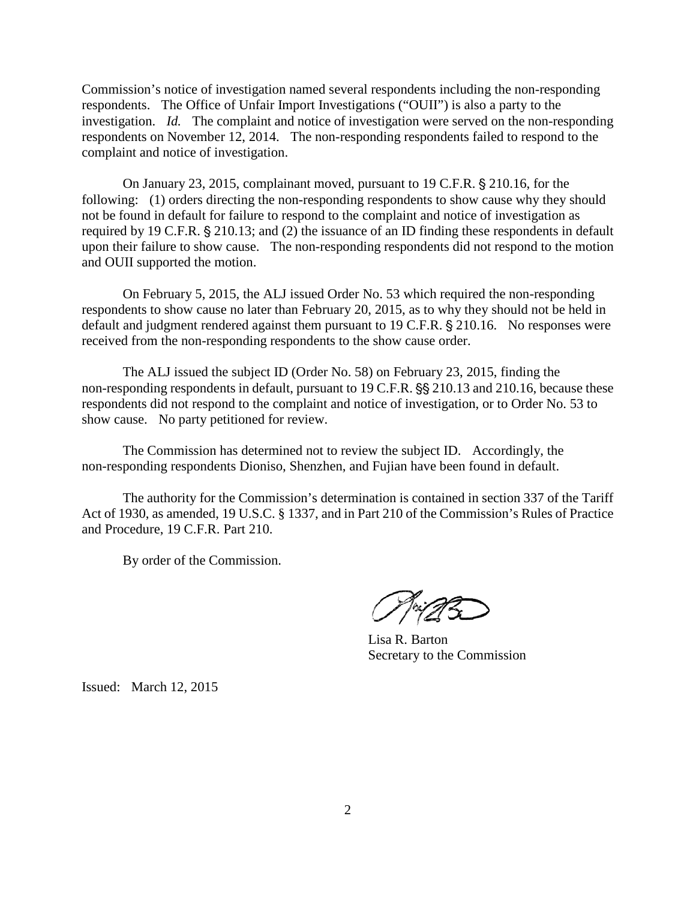Commission's notice of investigation named several respondents including the non-responding respondents. The Office of Unfair Import Investigations ("OUII") is also a party to the investigation. *Id.* The complaint and notice of investigation were served on the non-responding respondents on November 12, 2014. The non-responding respondents failed to respond to the complaint and notice of investigation.

On January 23, 2015, complainant moved, pursuant to 19 C.F.R. § 210.16, for the following: (1) orders directing the non-responding respondents to show cause why they should not be found in default for failure to respond to the complaint and notice of investigation as required by 19 C.F.R. § 210.13; and (2) the issuance of an ID finding these respondents in default upon their failure to show cause. The non-responding respondents did not respond to the motion and OUII supported the motion.

On February 5, 2015, the ALJ issued Order No. 53 which required the non-responding respondents to show cause no later than February 20, 2015, as to why they should not be held in default and judgment rendered against them pursuant to 19 C.F.R. § 210.16. No responses were received from the non-responding respondents to the show cause order.

The ALJ issued the subject ID (Order No. 58) on February 23, 2015, finding the non-responding respondents in default, pursuant to 19 C.F.R. §§ 210.13 and 210.16, because these respondents did not respond to the complaint and notice of investigation, or to Order No. 53 to show cause. No party petitioned for review.

The Commission has determined not to review the subject ID. Accordingly, the non-responding respondents Dioniso, Shenzhen, and Fujian have been found in default.

The authority for the Commission's determination is contained in section 337 of the Tariff Act of 1930, as amended, 19 U.S.C. § 1337, and in Part 210 of the Commission's Rules of Practice and Procedure, 19 C.F.R. Part 210.

By order of the Commission.

Lisa R. Barton
Secretary to the Commission

Issued: March 12, 2015